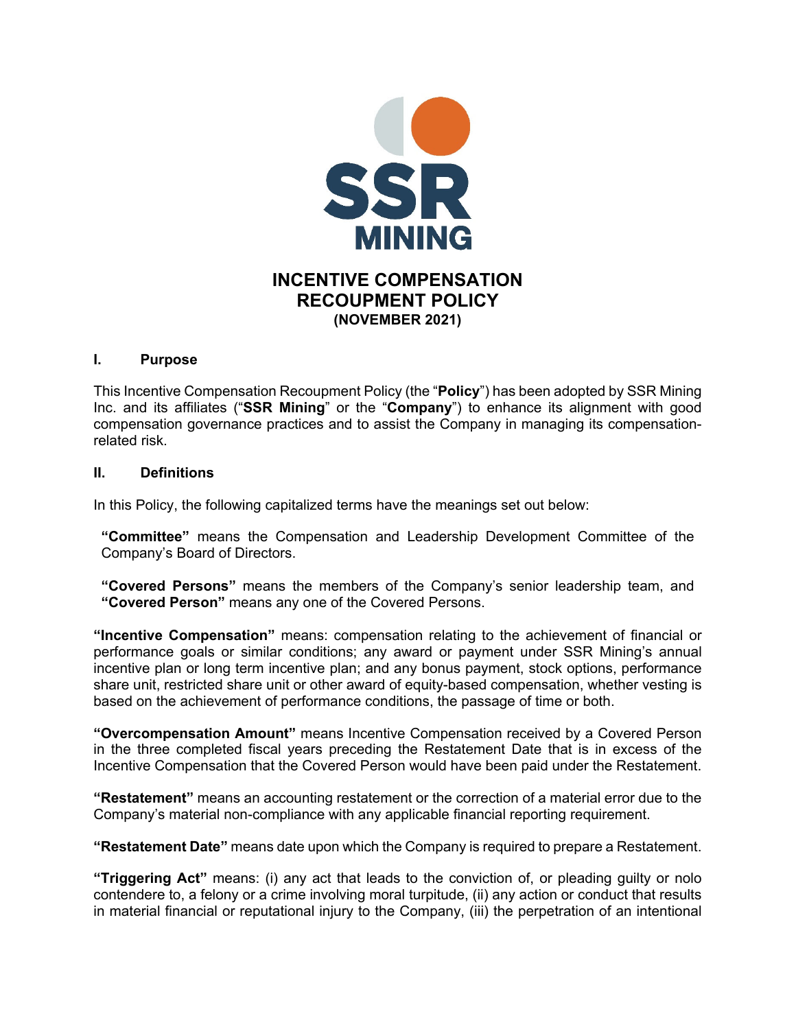# INCENTIVE COMPENSATION RECOUPMENT POLICY
### (NOVEMBER 2021)

## I. Purpose

This Incentive Compensation Recoupment Policy (the "**Policy**") has been adopted by SSR Mining Inc. and its affiliates ("**SSR Mining**" or the "**Company**") to enhance its alignment with good compensation governance practices and to assist the Company in managing its compensation-related risk.

## II. Definitions

In this Policy, the following capitalized terms have the meanings set out below:

**"Committee"** means the Compensation and Leadership Development Committee of the Company's Board of Directors.

**"Covered Persons"** means the members of the Company's senior leadership team, and **"Covered Person"** means any one of the Covered Persons.

**"Incentive Compensation"** means: compensation relating to the achievement of financial or performance goals or similar conditions; any award or payment under SSR Mining's annual incentive plan or long term incentive plan; and any bonus payment, stock options, performance share unit, restricted share unit or other award of equity-based compensation, whether vesting is based on the achievement of performance conditions, the passage of time or both.

**"Overcompensation Amount"** means Incentive Compensation received by a Covered Person in the three completed fiscal years preceding the Restatement Date that is in excess of the Incentive Compensation that the Covered Person would have been paid under the Restatement.

**"Restatement"** means an accounting restatement or the correction of a material error due to the Company's material non-compliance with any applicable financial reporting requirement.

**"Restatement Date"** means date upon which the Company is required to prepare a Restatement.

**"Triggering Act"** means: (i) any act that leads to the conviction of, or pleading guilty or nolo contendere to, a felony or a crime involving moral turpitude, (ii) any action or conduct that results in material financial or reputational injury to the Company, (iii) the perpetration of an intentional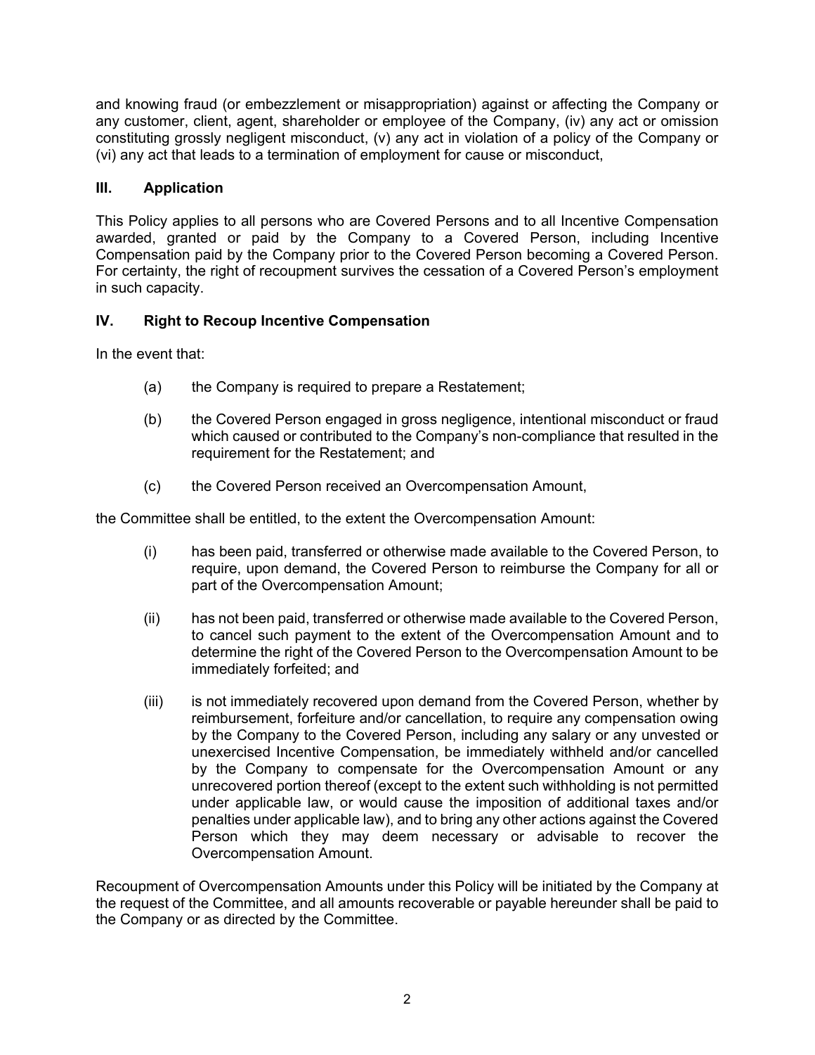and knowing fraud (or embezzlement or misappropriation) against or affecting the Company or any customer, client, agent, shareholder or employee of the Company, (iv) any act or omission constituting grossly negligent misconduct, (v) any act in violation of a policy of the Company or (vi) any act that leads to a termination of employment for cause or misconduct,

## III. Application

This Policy applies to all persons who are Covered Persons and to all Incentive Compensation awarded, granted or paid by the Company to a Covered Person, including Incentive Compensation paid by the Company prior to the Covered Person becoming a Covered Person. For certainty, the right of recoupment survives the cessation of a Covered Person's employment in such capacity.

## IV. Right to Recoup Incentive Compensation

In the event that:

(a) the Company is required to prepare a Restatement;

(b) the Covered Person engaged in gross negligence, intentional misconduct or fraud which caused or contributed to the Company's non-compliance that resulted in the requirement for the Restatement; and

(c) the Covered Person received an Overcompensation Amount,

the Committee shall be entitled, to the extent the Overcompensation Amount:

(i) has been paid, transferred or otherwise made available to the Covered Person, to require, upon demand, the Covered Person to reimburse the Company for all or part of the Overcompensation Amount;

(ii) has not been paid, transferred or otherwise made available to the Covered Person, to cancel such payment to the extent of the Overcompensation Amount and to determine the right of the Covered Person to the Overcompensation Amount to be immediately forfeited; and

(iii) is not immediately recovered upon demand from the Covered Person, whether by reimbursement, forfeiture and/or cancellation, to require any compensation owing by the Company to the Covered Person, including any salary or any unvested or unexercised Incentive Compensation, be immediately withheld and/or cancelled by the Company to compensate for the Overcompensation Amount or any unrecovered portion thereof (except to the extent such withholding is not permitted under applicable law, or would cause the imposition of additional taxes and/or penalties under applicable law), and to bring any other actions against the Covered Person which they may deem necessary or advisable to recover the Overcompensation Amount.

Recoupment of Overcompensation Amounts under this Policy will be initiated by the Company at the request of the Committee, and all amounts recoverable or payable hereunder shall be paid to the Company or as directed by the Committee.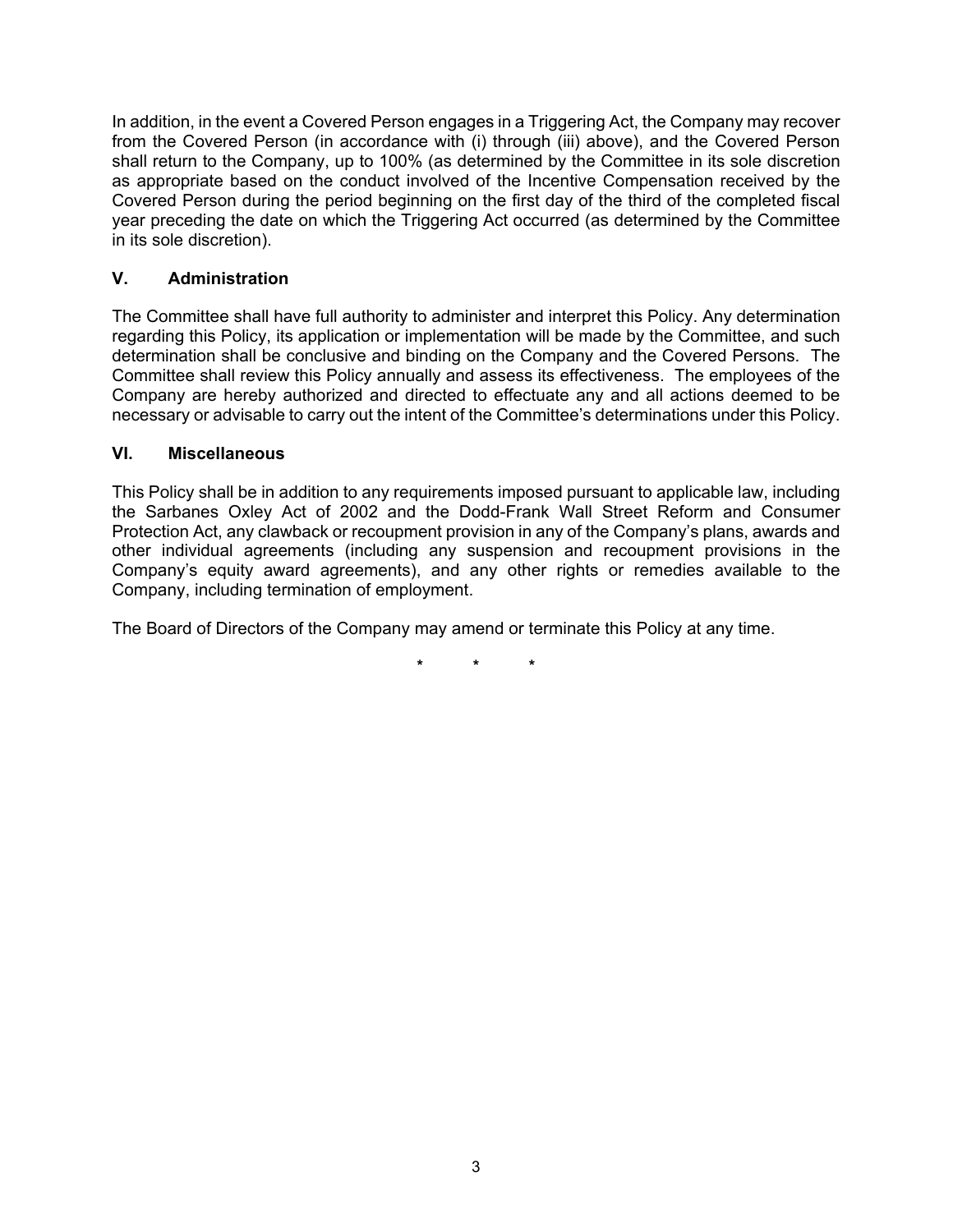In addition, in the event a Covered Person engages in a Triggering Act, the Company may recover from the Covered Person (in accordance with (i) through (iii) above), and the Covered Person shall return to the Company, up to 100% (as determined by the Committee in its sole discretion as appropriate based on the conduct involved of the Incentive Compensation received by the Covered Person during the period beginning on the first day of the third of the completed fiscal year preceding the date on which the Triggering Act occurred (as determined by the Committee in its sole discretion).

## V. Administration

The Committee shall have full authority to administer and interpret this Policy. Any determination regarding this Policy, its application or implementation will be made by the Committee, and such determination shall be conclusive and binding on the Company and the Covered Persons. The Committee shall review this Policy annually and assess its effectiveness. The employees of the Company are hereby authorized and directed to effectuate any and all actions deemed to be necessary or advisable to carry out the intent of the Committee's determinations under this Policy.

## VI. Miscellaneous

This Policy shall be in addition to any requirements imposed pursuant to applicable law, including the Sarbanes Oxley Act of 2002 and the Dodd-Frank Wall Street Reform and Consumer Protection Act, any clawback or recoupment provision in any of the Company's plans, awards and other individual agreements (including any suspension and recoupment provisions in the Company's equity award agreements), and any other rights or remedies available to the Company, including termination of employment.

The Board of Directors of the Company may amend or terminate this Policy at any time.

\* \* \*